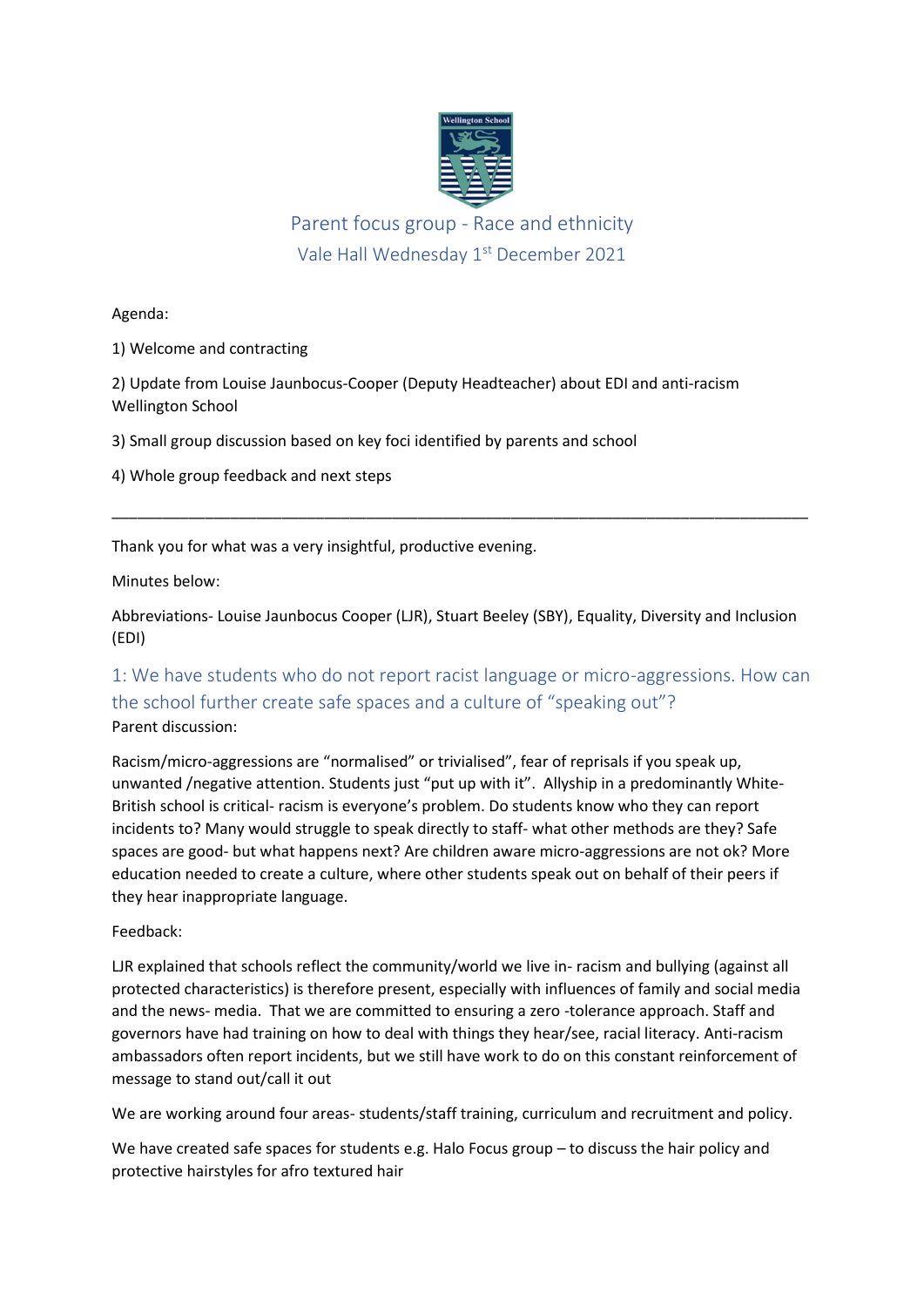# Parent focus group - Race and ethnicity

Vale Hall Wednesday 1st December 2021

Agenda:

1) Welcome and contracting

2) Update from Louise Jaunbocus-Cooper (Deputy Headteacher) about EDI and anti-racism Wellington School

3) Small group discussion based on key foci identified by parents and school

4) Whole group feedback and next steps

---

Thank you for what was a very insightful, productive evening.

Minutes below:

Abbreviations- Louise Jaunbocus Cooper (LJR), Stuart Beeley (SBY), Equality, Diversity and Inclusion (EDI)

## 1: We have students who do not report racist language or micro-aggressions. How can the school further create safe spaces and a culture of "speaking out"?

Parent discussion:

Racism/micro-aggressions are "normalised" or trivialised", fear of reprisals if you speak up, unwanted /negative attention. Students just "put up with it". Allyship in a predominantly White-British school is critical- racism is everyone's problem. Do students know who they can report incidents to? Many would struggle to speak directly to staff- what other methods are they? Safe spaces are good- but what happens next? Are children aware micro-aggressions are not ok? More education needed to create a culture, where other students speak out on behalf of their peers if they hear inappropriate language.

Feedback:

LJR explained that schools reflect the community/world we live in- racism and bullying (against all protected characteristics) is therefore present, especially with influences of family and social media and the news- media. That we are committed to ensuring a zero -tolerance approach. Staff and governors have had training on how to deal with things they hear/see, racial literacy. Anti-racism ambassadors often report incidents, but we still have work to do on this constant reinforcement of message to stand out/call it out

We are working around four areas- students/staff training, curriculum and recruitment and policy.

We have created safe spaces for students e.g. Halo Focus group – to discuss the hair policy and protective hairstyles for afro textured hair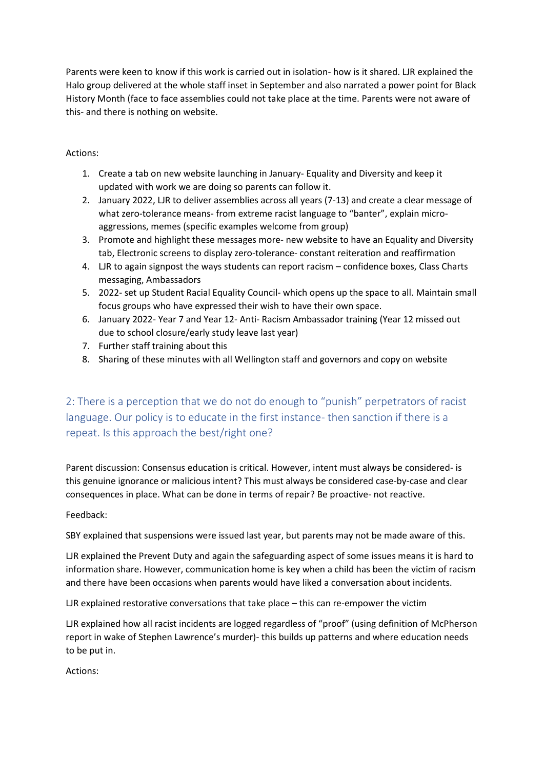Parents were keen to know if this work is carried out in isolation- how is it shared. LJR explained the Halo group delivered at the whole staff inset in September and also narrated a power point for Black History Month (face to face assemblies could not take place at the time. Parents were not aware of this- and there is nothing on website.

Actions:

1. Create a tab on new website launching in January- Equality and Diversity and keep it updated with work we are doing so parents can follow it.
2. January 2022, LJR to deliver assemblies across all years (7-13) and create a clear message of what zero-tolerance means- from extreme racist language to "banter", explain micro-aggressions, memes (specific examples welcome from group)
3. Promote and highlight these messages more- new website to have an Equality and Diversity tab, Electronic screens to display zero-tolerance- constant reiteration and reaffirmation
4. LJR to again signpost the ways students can report racism – confidence boxes, Class Charts messaging, Ambassadors
5. 2022- set up Student Racial Equality Council- which opens up the space to all. Maintain small focus groups who have expressed their wish to have their own space.
6. January 2022- Year 7 and Year 12- Anti- Racism Ambassador training (Year 12 missed out due to school closure/early study leave last year)
7. Further staff training about this
8. Sharing of these minutes with all Wellington staff and governors and copy on website

## 2: There is a perception that we do not do enough to "punish" perpetrators of racist language. Our policy is to educate in the first instance- then sanction if there is a repeat. Is this approach the best/right one?

Parent discussion: Consensus education is critical. However, intent must always be considered- is this genuine ignorance or malicious intent? This must always be considered case-by-case and clear consequences in place. What can be done in terms of repair? Be proactive- not reactive.

Feedback:

SBY explained that suspensions were issued last year, but parents may not be made aware of this.

LJR explained the Prevent Duty and again the safeguarding aspect of some issues means it is hard to information share. However, communication home is key when a child has been the victim of racism and there have been occasions when parents would have liked a conversation about incidents.

LJR explained restorative conversations that take place – this can re-empower the victim

LJR explained how all racist incidents are logged regardless of "proof" (using definition of McPherson report in wake of Stephen Lawrence's murder)- this builds up patterns and where education needs to be put in.

Actions: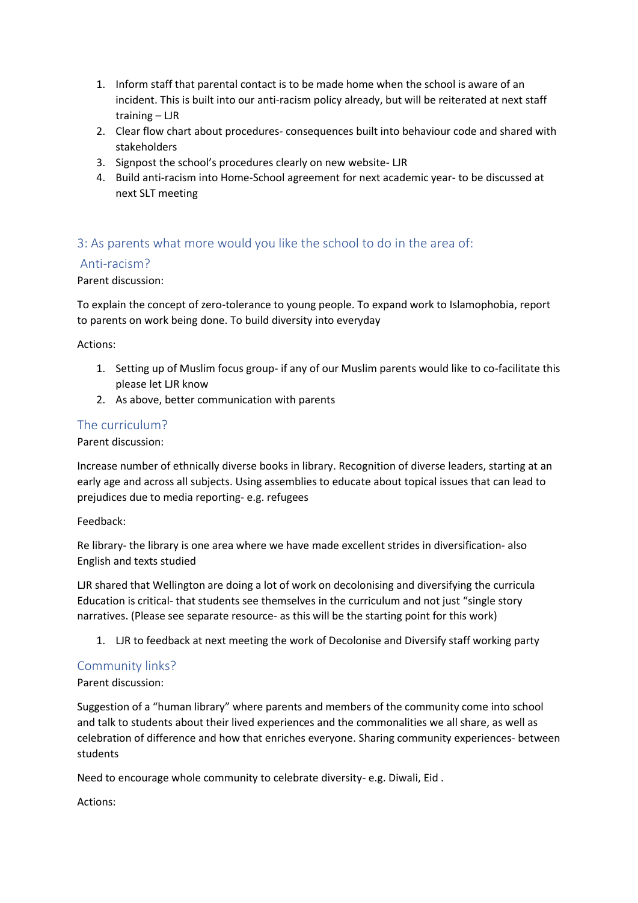1. Inform staff that parental contact is to be made home when the school is aware of an incident. This is built into our anti-racism policy already, but will be reiterated at next staff training – LJR
2. Clear flow chart about procedures- consequences built into behaviour code and shared with stakeholders
3. Signpost the school's procedures clearly on new website- LJR
4. Build anti-racism into Home-School agreement for next academic year- to be discussed at next SLT meeting

## 3: As parents what more would you like the school to do in the area of:

### Anti-racism?

Parent discussion:

To explain the concept of zero-tolerance to young people. To expand work to Islamophobia, report to parents on work being done. To build diversity into everyday

Actions:

1. Setting up of Muslim focus group- if any of our Muslim parents would like to co-facilitate this please let LJR know
2. As above, better communication with parents

### The curriculum?

Parent discussion:

Increase number of ethnically diverse books in library. Recognition of diverse leaders, starting at an early age and across all subjects. Using assemblies to educate about topical issues that can lead to prejudices due to media reporting- e.g. refugees

Feedback:

Re library- the library is one area where we have made excellent strides in diversification- also English and texts studied

LJR shared that Wellington are doing a lot of work on decolonising and diversifying the curricula Education is critical- that students see themselves in the curriculum and not just "single story narratives. (Please see separate resource- as this will be the starting point for this work)

1. LJR to feedback at next meeting the work of Decolonise and Diversify staff working party

### Community links?

Parent discussion:

Suggestion of a "human library" where parents and members of the community come into school and talk to students about their lived experiences and the commonalities we all share, as well as celebration of difference and how that enriches everyone. Sharing community experiences- between students

Need to encourage whole community to celebrate diversity- e.g. Diwali, Eid .

Actions: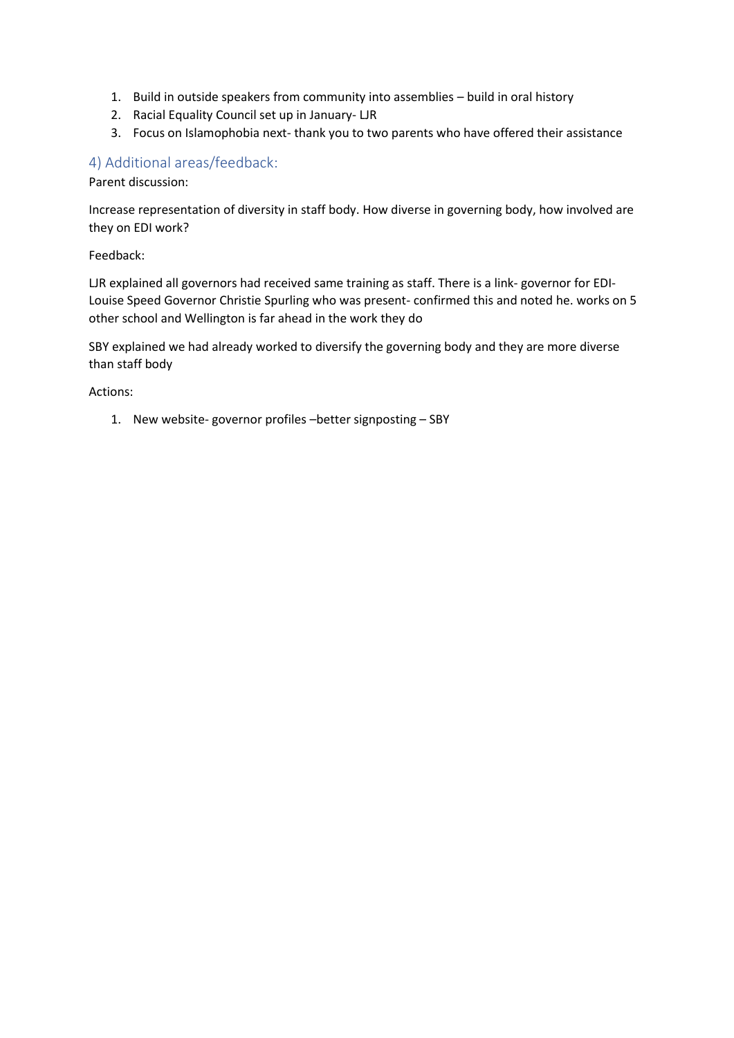1. Build in outside speakers from community into assemblies – build in oral history
2. Racial Equality Council set up in January- LJR
3. Focus on Islamophobia next- thank you to two parents who have offered their assistance

## 4) Additional areas/feedback:

Parent discussion:

Increase representation of diversity in staff body. How diverse in governing body, how involved are they on EDI work?

Feedback:

LJR explained all governors had received same training as staff. There is a link- governor for EDI- Louise Speed Governor Christie Spurling who was present- confirmed this and noted he. works on 5 other school and Wellington is far ahead in the work they do

SBY explained we had already worked to diversify the governing body and they are more diverse than staff body

Actions:

1. New website- governor profiles –better signposting – SBY